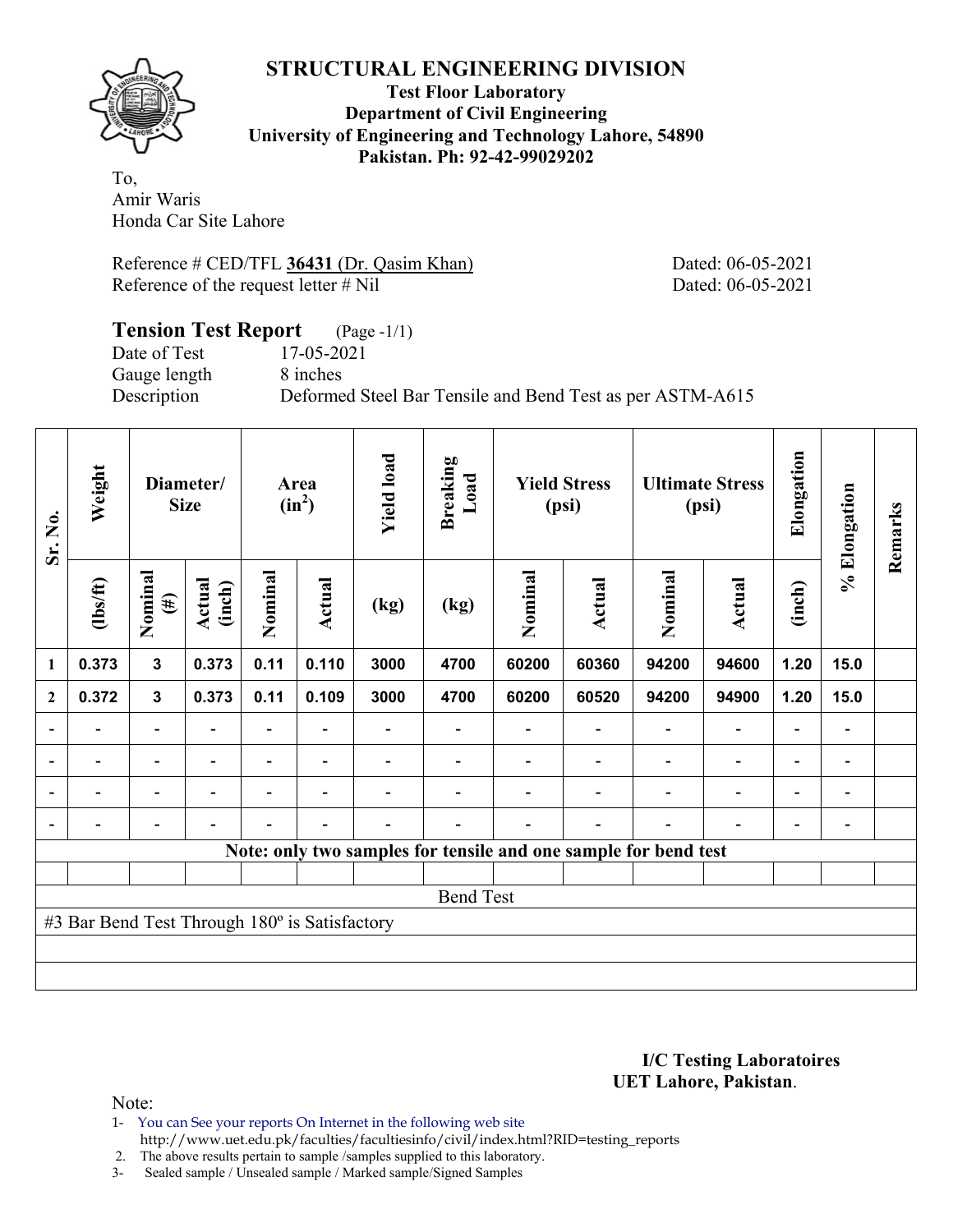# STRUCTURAL ENGINEERING DIVISION

**Test Floor Laboratory**
**Department of Civil Engineering**
**University of Engineering and Technology Lahore, 54890**
**Pakistan. Ph: 92-42-99029202**

To,
Amir Waris
Honda Car Site Lahore

Reference # CED/TFL **36431** (Dr. Qasim Khan) Dated: 06-05-2021
Reference of the request letter # Nil Dated: 06-05-2021

## Tension Test Report (Page -1/1)

Date of Test 17-05-2021
Gauge length 8 inches
Description Deformed Steel Bar Tensile and Bend Test as per ASTM-A615

| Sr. No. | Weight | Diameter/ Size | | Area ($in^2$) | | Yield load | Breaking Load | Yield Stress (psi) | | Ultimate Stress (psi) | | Elongation | % Elongation | Remarks |
|---|---|---|---|---|---|---|---|---|---|---|---|---|---|---|
| | (lbs/ft) | Nominal (#) | Actual (inch) | Nominal | Actual | (kg) | (kg) | Nominal | Actual | Nominal | Actual | (inch) | | |
| 1 | 0.373 | 3 | 0.373 | 0.11 | 0.110 | 3000 | 4700 | 60200 | 60360 | 94200 | 94600 | 1.20 | 15.0 | |
| 2 | 0.372 | 3 | 0.373 | 0.11 | 0.109 | 3000 | 4700 | 60200 | 60520 | 94200 | 94900 | 1.20 | 15.0 | |
| - | - | - | - | - | - | - | - | - | - | - | - | - | - | |
| - | - | - | - | - | - | - | - | - | - | - | - | - | - | |
| - | - | - | - | - | - | - | - | - | - | - | - | - | - | |
| - | - | - | - | - | - | - | - | - | - | - | - | - | - | |

**Note: only two samples for tensile and one sample for bend test**

Bend Test

#3 Bar Bend Test Through 180º is Satisfactory

**I/C Testing Laboratoires**
**UET Lahore, Pakistan**.

Note:
1- You can See your reports On Internet in the following web site
http://www.uet.edu.pk/faculties/facultiesinfo/civil/index.html?RID=testing_reports
2. The above results pertain to sample /samples supplied to this laboratory.
3- Sealed sample / Unsealed sample / Marked sample/Signed Samples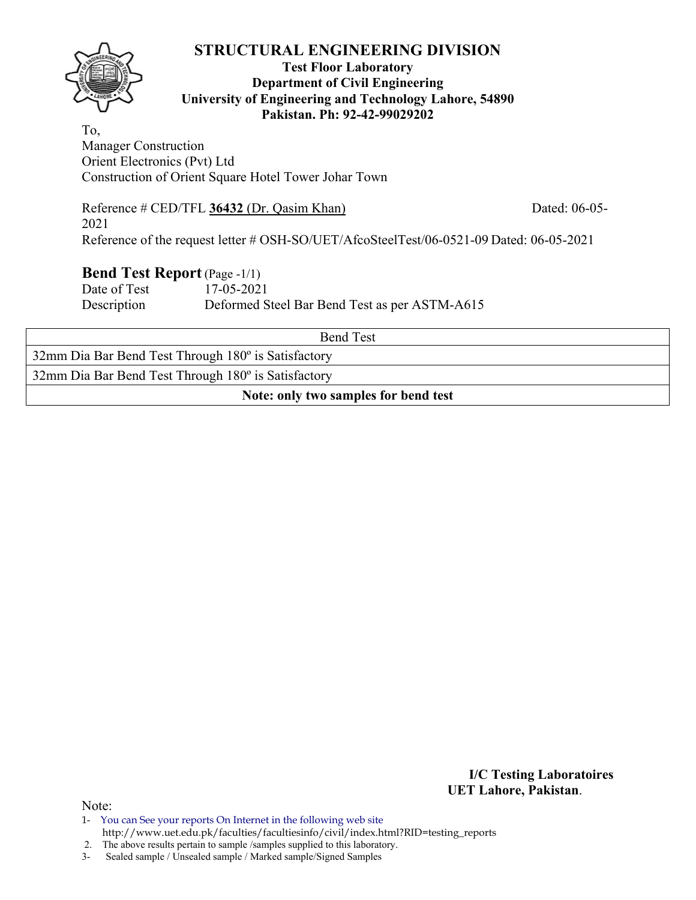# STRUCTURAL ENGINEERING DIVISION

**Test Floor Laboratory**
**Department of Civil Engineering**
**University of Engineering and Technology Lahore, 54890**
**Pakistan. Ph: 92-42-99029202**

To,
Manager Construction
Orient Electronics (Pvt) Ltd
Construction of Orient Square Hotel Tower Johar Town

Reference # CED/TFL **36432** (Dr. Qasim Khan) Dated: 06-05-2021

Reference of the request letter # OSH-SO/UET/AfcoSteelTest/06-0521-09 Dated: 06-05-2021

## Bend Test Report (Page -1/1)

Date of Test 17-05-2021

Description Deformed Steel Bar Bend Test as per ASTM-A615

| Bend Test |
|---|
| 32mm Dia Bar Bend Test Through 180º is Satisfactory |
| 32mm Dia Bar Bend Test Through 180º is Satisfactory |
| **Note: only two samples for bend test** |

**I/C Testing Laboratoires**
**UET Lahore, Pakistan**.

Note:

1- You can See your reports On Internet in the following web site
http://www.uet.edu.pk/faculties/facultiesinfo/civil/index.html?RID=testing_reports
2. The above results pertain to sample /samples supplied to this laboratory.
3- Sealed sample / Unsealed sample / Marked sample/Signed Samples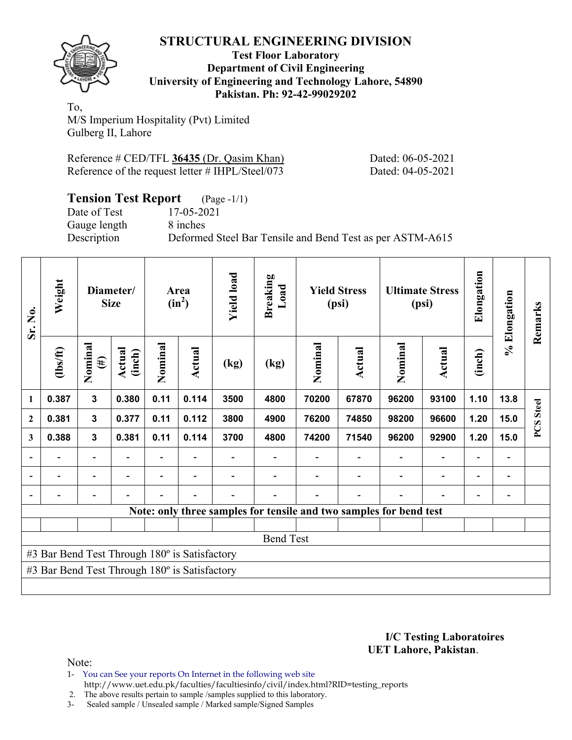# STRUCTURAL ENGINEERING DIVISION

**Test Floor Laboratory**
**Department of Civil Engineering**
**University of Engineering and Technology Lahore, 54890**
**Pakistan. Ph: 92-42-99029202**

To,
M/S Imperium Hospitality (Pvt) Limited
Gulberg II, Lahore

Reference # CED/TFL **36435** (Dr. Qasim Khan) Dated: 06-05-2021
Reference of the request letter # IHPL/Steel/073 Dated: 04-05-2021

## Tension Test Report (Page -1/1)

Date of Test 17-05-2021
Gauge length 8 inches
Description Deformed Steel Bar Tensile and Bend Test as per ASTM-A615

| Sr. No. | Weight | Diameter/ Size | | Area ($in^2$) | | Yield load | Breaking Load | Yield Stress (psi) | | Ultimate Stress (psi) | | Elongation | % Elongation | Remarks |
|---|---|---|---|---|---|---|---|---|---|---|---|---|---|---|
| | (lbs/ft) | Nominal (#) | Actual (inch) | Nominal | Actual | (kg) | (kg) | Nominal | Actual | Nominal | Actual | (inch) | | |
| 1 | 0.387 | 3 | 0.380 | 0.11 | 0.114 | 3500 | 4800 | 70200 | 67870 | 96200 | 93100 | 1.10 | 13.8 | PCS Steel |
| 2 | 0.381 | 3 | 0.377 | 0.11 | 0.112 | 3800 | 4900 | 76200 | 74850 | 98200 | 96600 | 1.20 | 15.0 | |
| 3 | 0.388 | 3 | 0.381 | 0.11 | 0.114 | 3700 | 4800 | 74200 | 71540 | 96200 | 92900 | 1.20 | 15.0 | |
| - | - | - | - | - | - | - | - | - | - | - | - | - | - | |
| - | - | - | - | - | - | - | - | - | - | - | - | - | - | |
| - | - | - | - | - | - | - | - | - | - | - | - | - | - | |

**Note: only three samples for tensile and two samples for bend test**

Bend Test

#3 Bar Bend Test Through 180º is Satisfactory
#3 Bar Bend Test Through 180º is Satisfactory

**I/C Testing Laboratoires**
**UET Lahore, Pakistan**.

Note:
1- You can See your reports On Internet in the following web site
http://www.uet.edu.pk/faculties/facultiesinfo/civil/index.html?RID=testing_reports
2. The above results pertain to sample /samples supplied to this laboratory.
3- Sealed sample / Unsealed sample / Marked sample/Signed Samples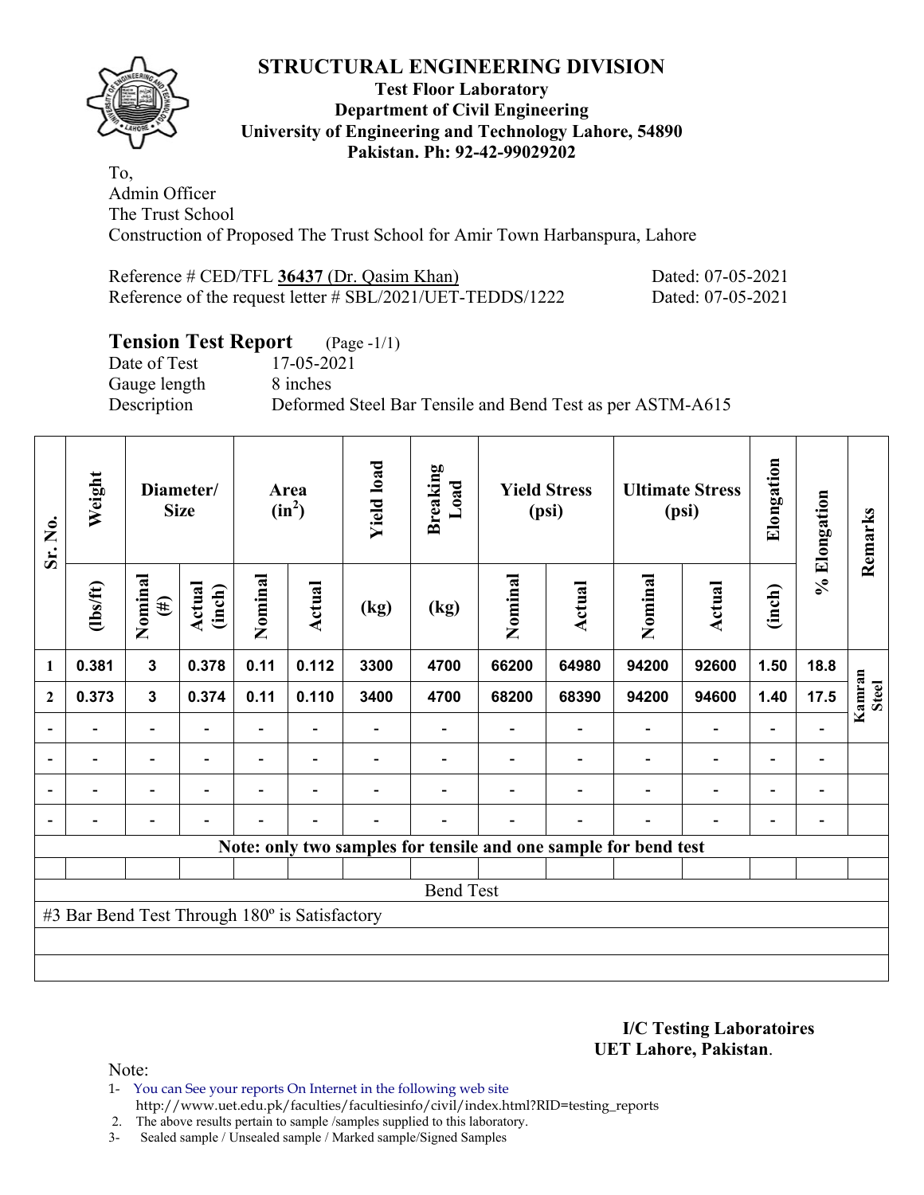# STRUCTURAL ENGINEERING DIVISION

**Test Floor Laboratory**
**Department of Civil Engineering**
**University of Engineering and Technology Lahore, 54890**
**Pakistan. Ph: 92-42-99029202**

To,
Admin Officer
The Trust School
Construction of Proposed The Trust School for Amir Town Harbanspura, Lahore

Reference # CED/TFL **36437** (Dr. Qasim Khan) Dated: 07-05-2021
Reference of the request letter # SBL/2021/UET-TEDDS/1222 Dated: 07-05-2021

**Tension Test Report** (Page -1/1)
Date of Test 17-05-2021
Gauge length 8 inches
Description Deformed Steel Bar Tensile and Bend Test as per ASTM-A615

| Sr. No. | Weight | Diameter/ Size | | Area ($in^2$) | | Yield load | Breaking Load | Yield Stress (psi) | | Ultimate Stress (psi) | | Elongation | % Elongation | Remarks |
|---|---|---|---|---|---|---|---|---|---|---|---|---|---|---|
| | (lbs/ft) | Nominal (#) | Actual (inch) | Nominal | Actual | (kg) | (kg) | Nominal | Actual | Nominal | Actual | (inch) | | |
| 1 | 0.381 | 3 | 0.378 | 0.11 | 0.112 | 3300 | 4700 | 66200 | 64980 | 94200 | 92600 | 1.50 | 18.8 | Kamran Steel |
| 2 | 0.373 | 3 | 0.374 | 0.11 | 0.110 | 3400 | 4700 | 68200 | 68390 | 94200 | 94600 | 1.40 | 17.5 | |
| - | - | - | - | - | - | - | - | - | - | - | - | - | - | |
| - | - | - | - | - | - | - | - | - | - | - | - | - | - | |
| - | - | - | - | - | - | - | - | - | - | - | - | - | - | |
| - | - | - | - | - | - | - | - | - | - | - | - | - | - | |
| Note: only two samples for tensile and one sample for bend test | | | | | | | | | | | | | | |
| Bend Test | | | | | | | | | | | | | | |
| #3 Bar Bend Test Through 180º is Satisfactory | | | | | | | | | | | | | | |

**I/C Testing Laboratoires**
**UET Lahore, Pakistan**.

Note:
1- You can See your reports On Internet in the following web site
http://www.uet.edu.pk/faculties/facultiesinfo/civil/index.html?RID=testing_reports
2. The above results pertain to sample /samples supplied to this laboratory.
3- Sealed sample / Unsealed sample / Marked sample/Signed Samples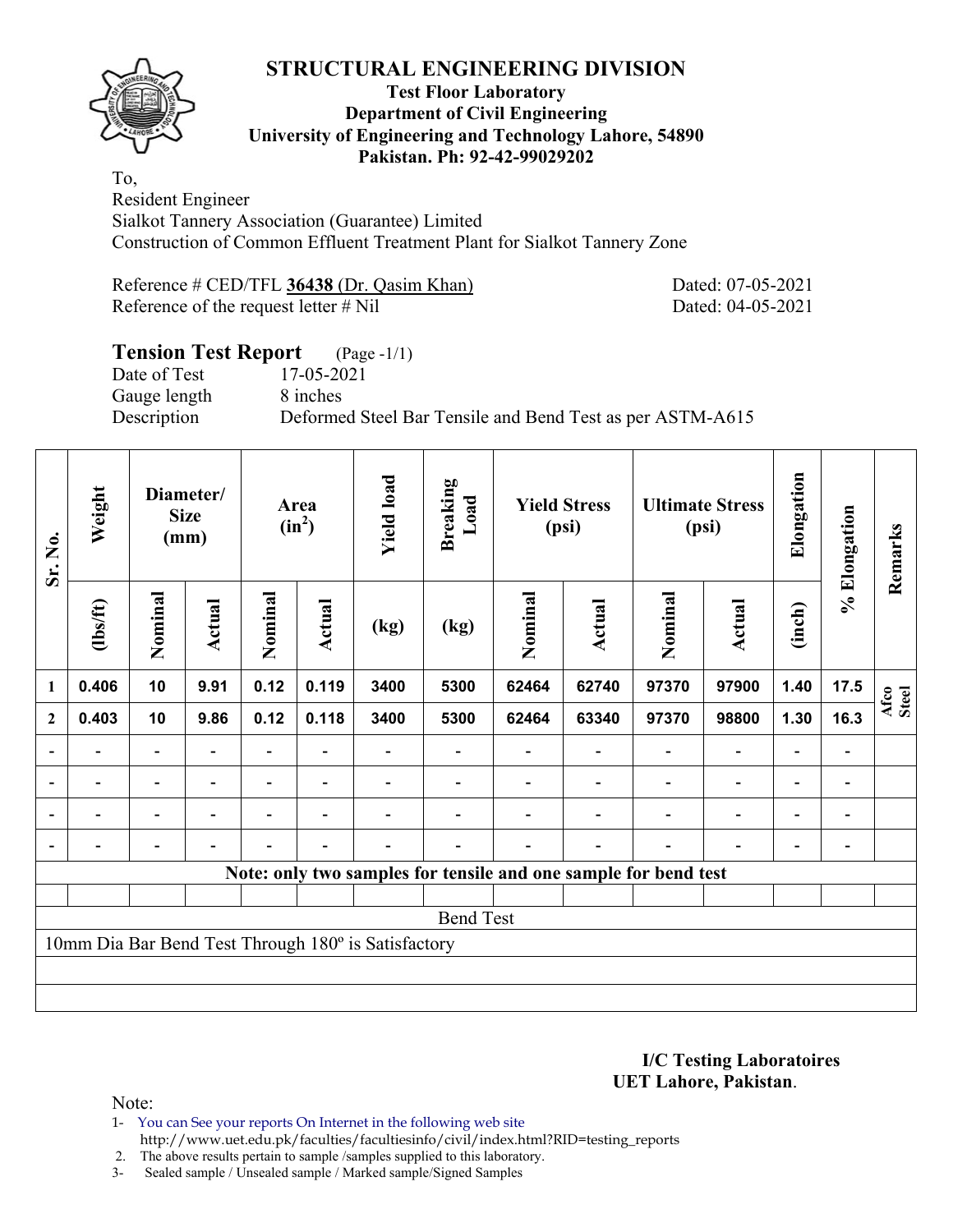# STRUCTURAL ENGINEERING DIVISION

**Test Floor Laboratory**
**Department of Civil Engineering**
**University of Engineering and Technology Lahore, 54890**
**Pakistan. Ph: 92-42-99029202**

To,
Resident Engineer
Sialkot Tannery Association (Guarantee) Limited
Construction of Common Effluent Treatment Plant for Sialkot Tannery Zone

Reference # CED/TFL **36438** (Dr. Qasim Khan) Dated: 07-05-2021
Reference of the request letter # Nil Dated: 04-05-2021

## Tension Test Report (Page -1/1)

Date of Test 17-05-2021
Gauge length 8 inches
Description Deformed Steel Bar Tensile and Bend Test as per ASTM-A615

| Sr. No. | Weight | Diameter/ Size (mm) | | Area ($in^2$) | | Yield load | Breaking Load | Yield Stress (psi) | | Ultimate Stress (psi) | | Elongation | % Elongation | Remarks |
|---|---|---|---|---|---|---|---|---|---|---|---|---|---|---|
| | (lbs/ft) | Nominal | Actual | Nominal | Actual | (kg) | (kg) | Nominal | Actual | Nominal | Actual | (inch) | | |
| 1 | 0.406 | 10 | 9.91 | 0.12 | 0.119 | 3400 | 5300 | 62464 | 62740 | 97370 | 97900 | 1.40 | 17.5 | Afco Steel |
| 2 | 0.403 | 10 | 9.86 | 0.12 | 0.118 | 3400 | 5300 | 62464 | 63340 | 97370 | 98800 | 1.30 | 16.3 | |
| - | - | - | - | - | - | - | - | - | - | - | - | - | - | |
| - | - | - | - | - | - | - | - | - | - | - | - | - | - | |
| - | - | - | - | - | - | - | - | - | - | - | - | - | - | |
| - | - | - | - | - | - | - | - | - | - | - | - | - | - | |

**Note: only two samples for tensile and one sample for bend test**

Bend Test

10mm Dia Bar Bend Test Through 180º is Satisfactory

**I/C Testing Laboratoires**
**UET Lahore, Pakistan**.

Note:
1- You can See your reports On Internet in the following web site
http://www.uet.edu.pk/faculties/facultiesinfo/civil/index.html?RID=testing_reports
2. The above results pertain to sample /samples supplied to this laboratory.
3- Sealed sample / Unsealed sample / Marked sample/Signed Samples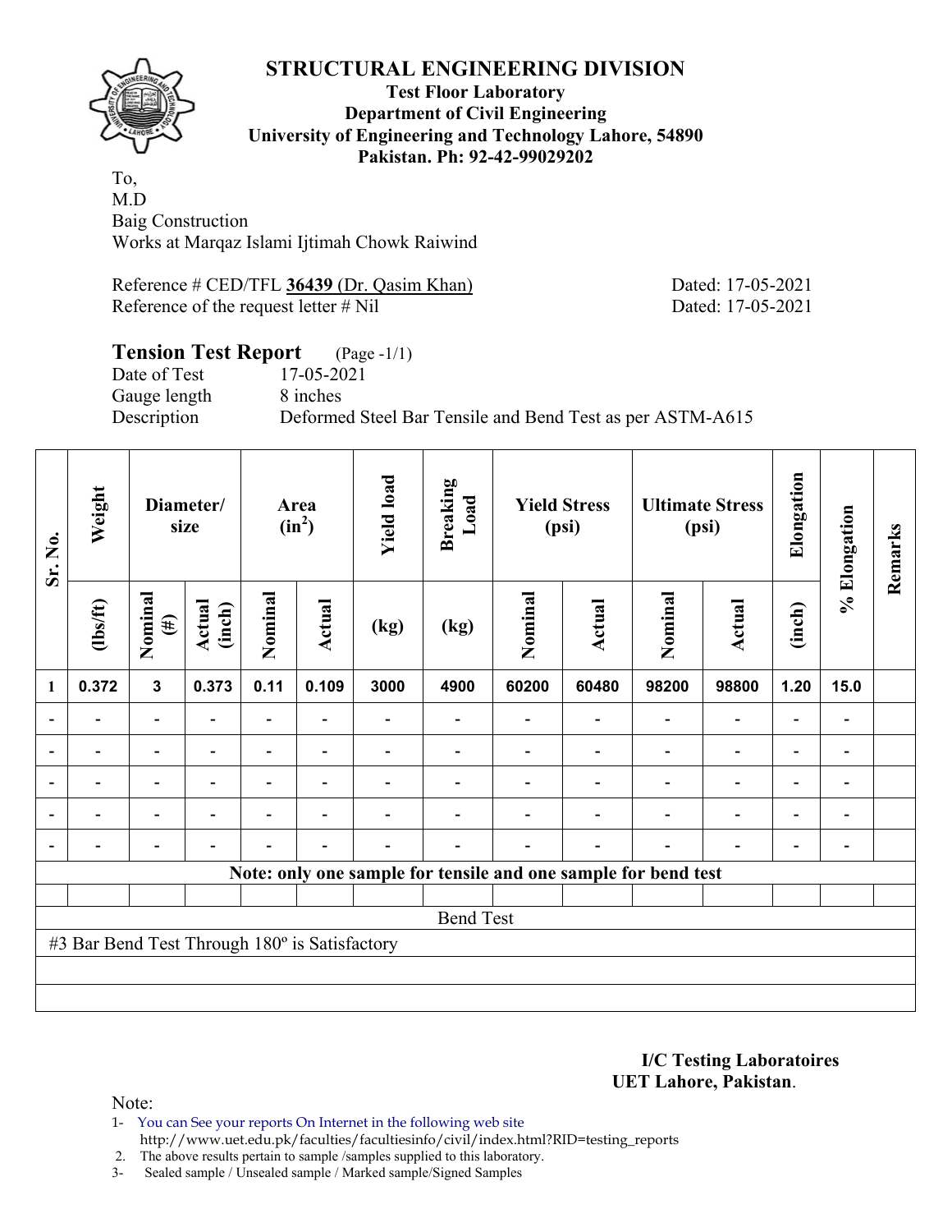# STRUCTURAL ENGINEERING DIVISION

**Test Floor Laboratory**
**Department of Civil Engineering**
**University of Engineering and Technology Lahore, 54890**
**Pakistan. Ph: 92-42-99029202**

To,
M.D
Baig Construction
Works at Marqaz Islami Ijtimah Chowk Raiwind

Reference # CED/TFL **36439** (Dr. Qasim Khan) Dated: 17-05-2021
Reference of the request letter # Nil Dated: 17-05-2021

**Tension Test Report** (Page -1/1)
Date of Test 17-05-2021
Gauge length 8 inches
Description Deformed Steel Bar Tensile and Bend Test as per ASTM-A615

| Sr. No. | Weight | Diameter/ size | | Area ($in^2$) | | Yield load | Breaking Load | Yield Stress (psi) | | Ultimate Stress (psi) | | Elongation | % Elongation | Remarks |
|---|---|---|---|---|---|---|---|---|---|---|---|---|---|---|
| | (lbs/ft) | Nominal (#) | Actual (inch) | Nominal | Actual | (kg) | (kg) | Nominal | Actual | Nominal | Actual | (inch) | | |
| 1 | 0.372 | 3 | 0.373 | 0.11 | 0.109 | 3000 | 4900 | 60200 | 60480 | 98200 | 98800 | 1.20 | 15.0 | |
| - | - | - | - | - | - | - | - | - | - | - | - | - | - | |
| - | - | - | - | - | - | - | - | - | - | - | - | - | - | |
| - | - | - | - | - | - | - | - | - | - | - | - | - | - | |
| - | - | - | - | - | - | - | - | - | - | - | - | - | - | |
| - | - | - | - | - | - | - | - | - | - | - | - | - | - | |
| Note: only one sample for tensile and one sample for bend test | | | | | | | | | | | | | | |
| | | | | | | | | | | | | | | |
| Bend Test | | | | | | | | | | | | | | |
| #3 Bar Bend Test Through 180º is Satisfactory | | | | | | | | | | | | | | |

**I/C Testing Laboratoires**
**UET Lahore, Pakistan**.

Note:
1- You can See your reports On Internet in the following web site http://www.uet.edu.pk/faculties/facultiesinfo/civil/index.html?RID=testing_reports
2. The above results pertain to sample /samples supplied to this laboratory.
3- Sealed sample / Unsealed sample / Marked sample/Signed Samples